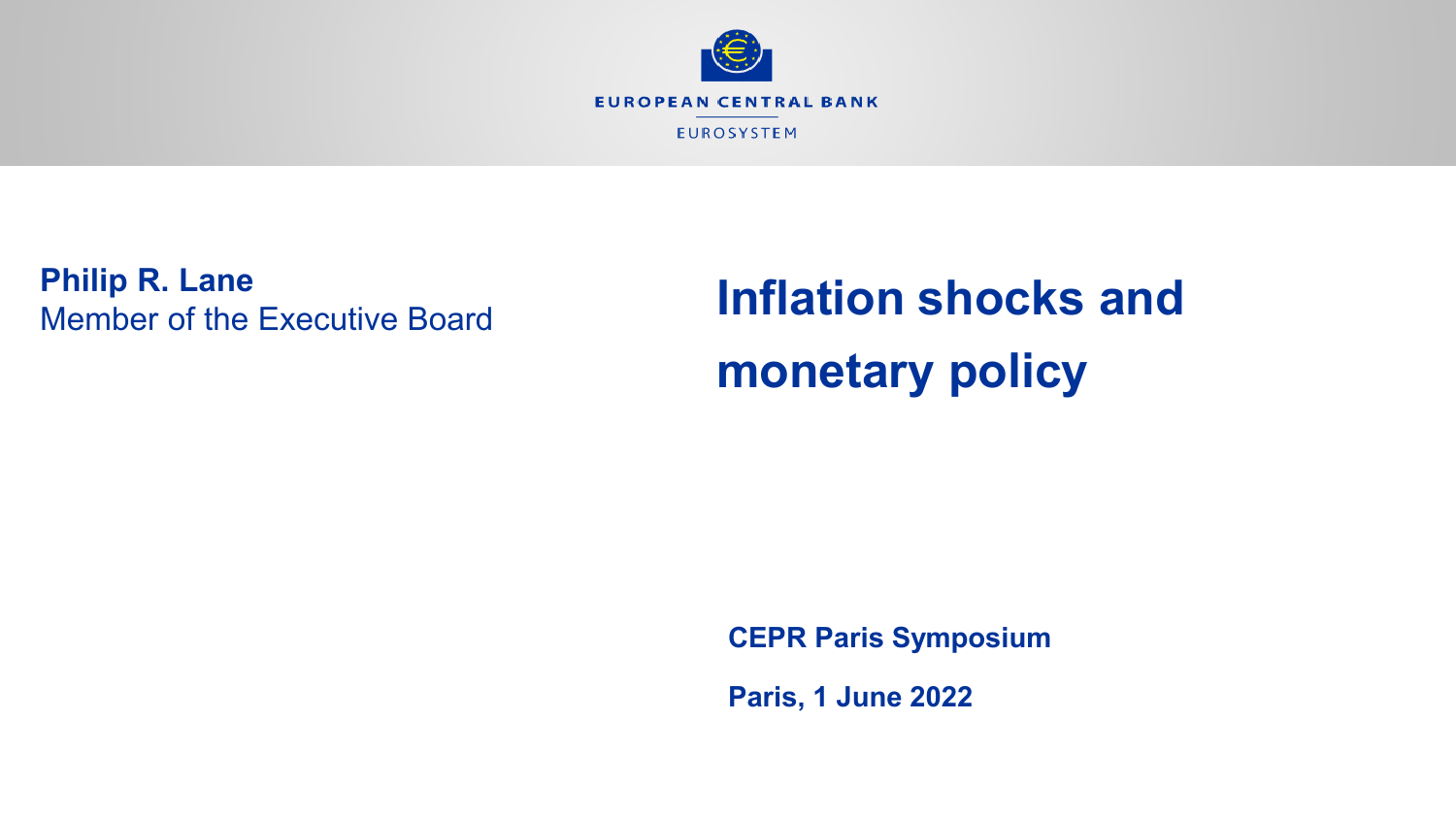EUROPEAN CENTRAL BANK

EUROSYSTEM

**Philip R. Lane**
Member of the Executive Board

# Inflation shocks and monetary policy

**CEPR Paris Symposium**

**Paris, 1 June 2022**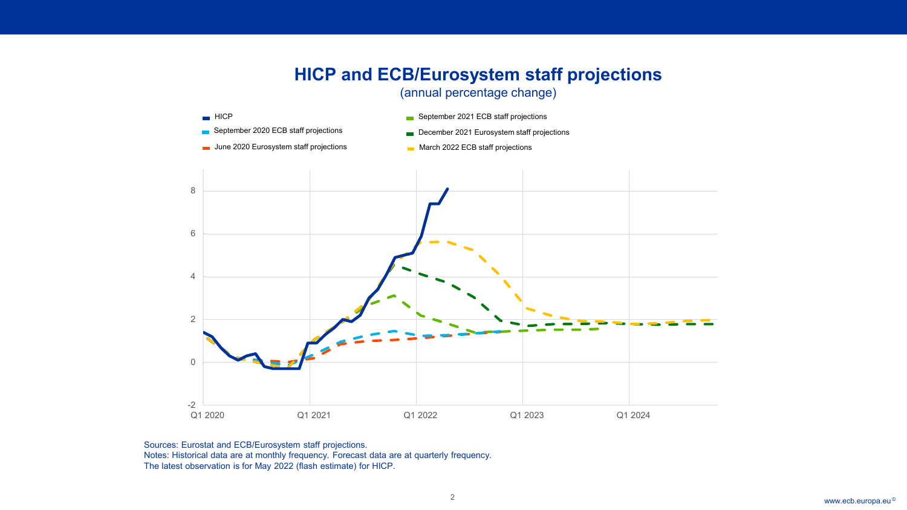# HICP and ECB/Eurosystem staff projections

(annual percentage change)

- HICP
- September 2020 ECB staff projections
- June 2020 Eurosystem staff projections
- September 2021 ECB staff projections
- December 2021 Eurosystem staff projections
- March 2022 ECB staff projections

Sources: Eurostat and ECB/Eurosystem staff projections.
Notes: Historical data are at monthly frequency. Forecast data are at quarterly frequency.
The latest observation is for May 2022 (flash estimate) for HICP.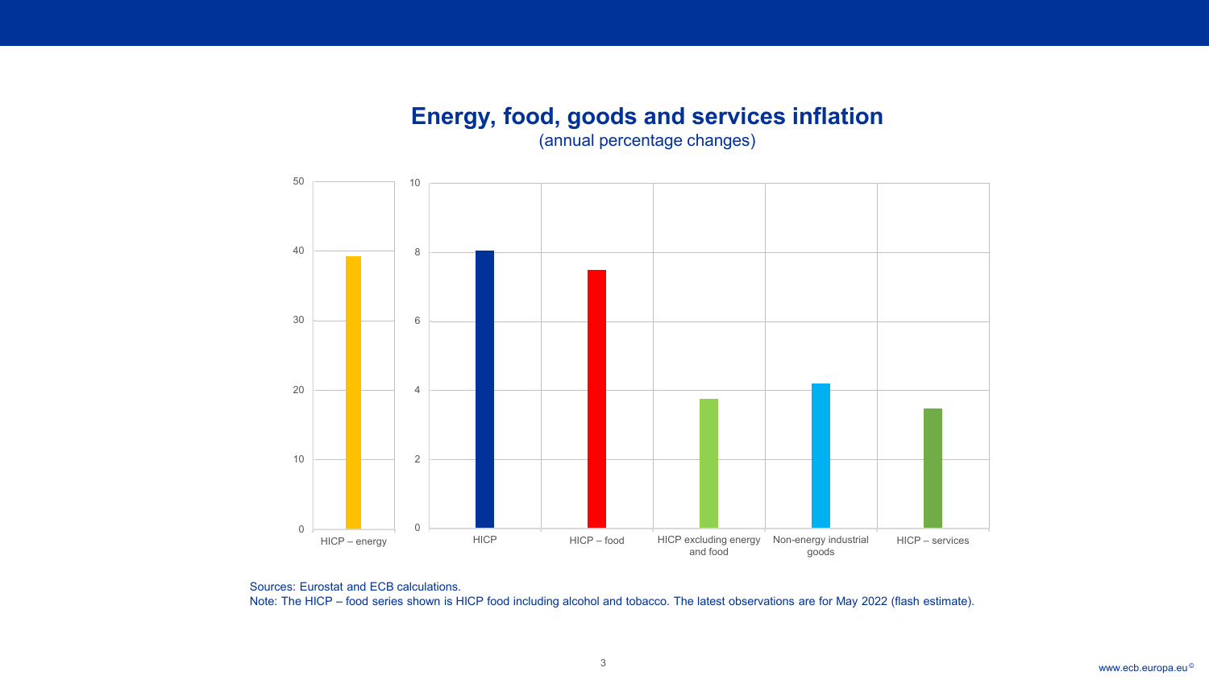## Energy, food, goods and services inflation

(annual percentage changes)

Sources: Eurostat and ECB calculations.
Note: The HICP – food series shown is HICP food including alcohol and tobacco. The latest observations are for May 2022 (flash estimate).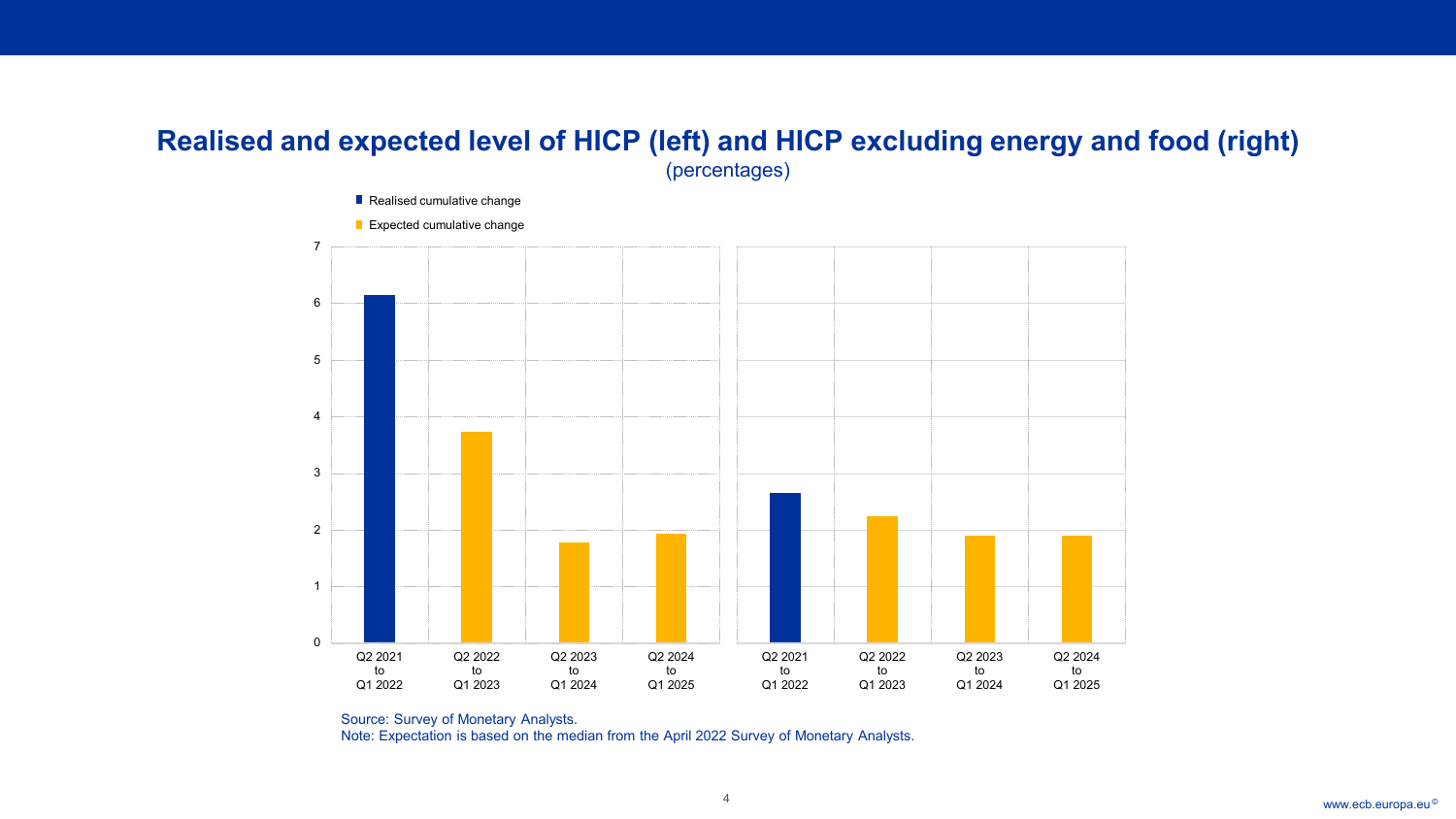## Realised and expected level of HICP (left) and HICP excluding energy and food (right)

(percentages)

Source: Survey of Monetary Analysts.
Note: Expectation is based on the median from the April 2022 Survey of Monetary Analysts.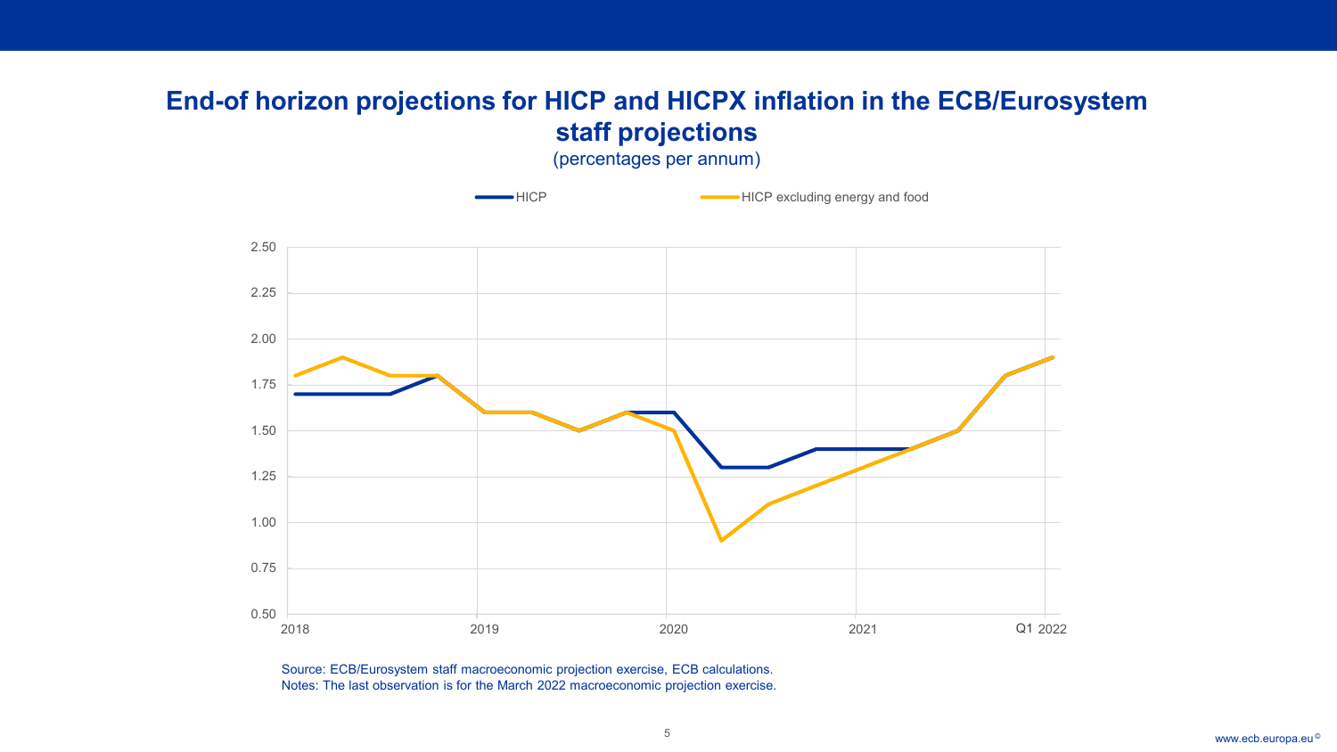# End-of horizon projections for HICP and HICPX inflation in the ECB/Eurosystem staff projections

(percentages per annum)

Source: ECB/Eurosystem staff macroeconomic projection exercise, ECB calculations.
Notes: The last observation is for the March 2022 macroeconomic projection exercise.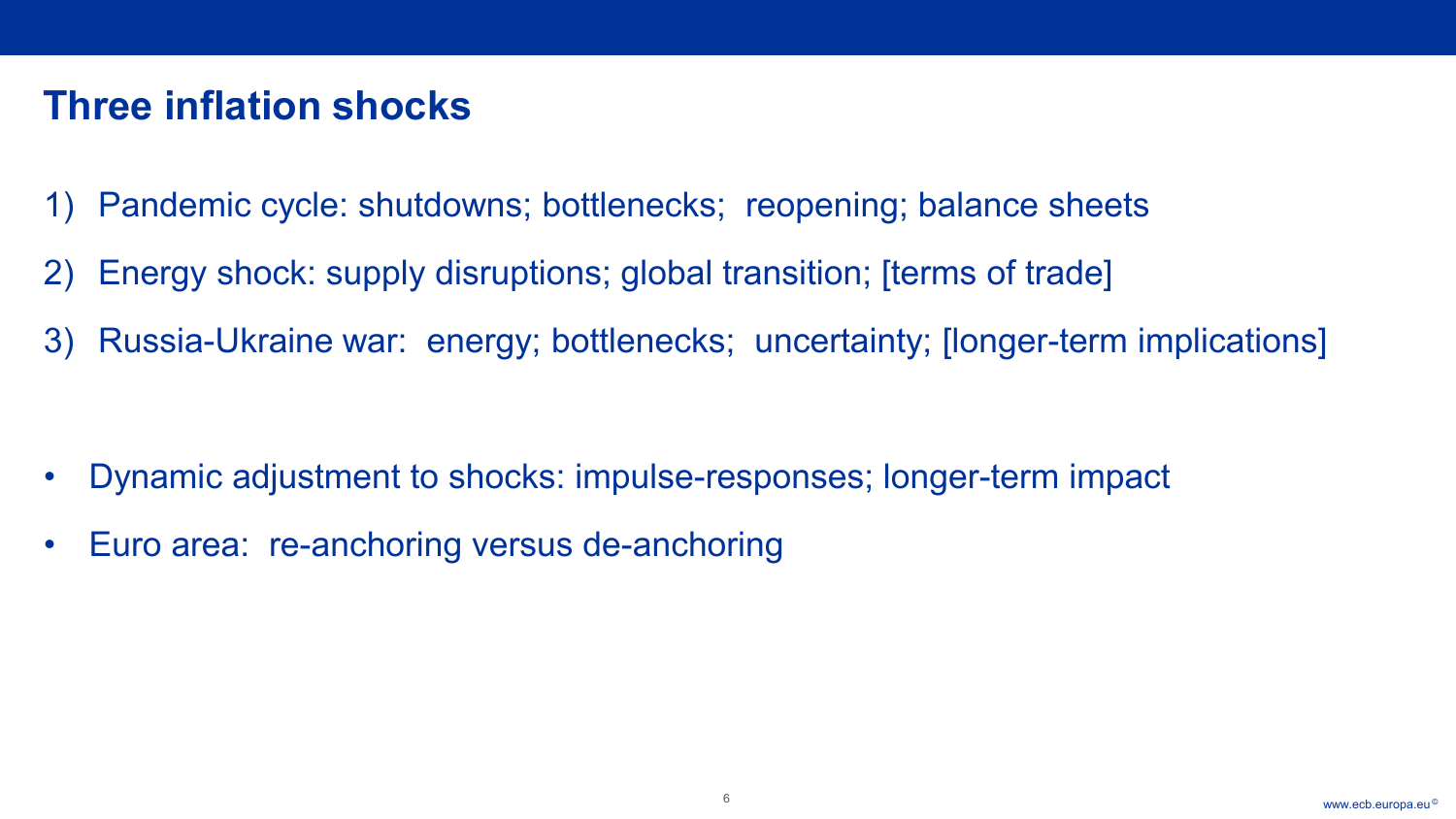# Three inflation shocks

1) Pandemic cycle: shutdowns; bottlenecks; reopening; balance sheets
2) Energy shock: supply disruptions; global transition; [terms of trade]
3) Russia-Ukraine war: energy; bottlenecks; uncertainty; [longer-term implications]

- Dynamic adjustment to shocks: impulse-responses; longer-term impact
- Euro area: re-anchoring versus de-anchoring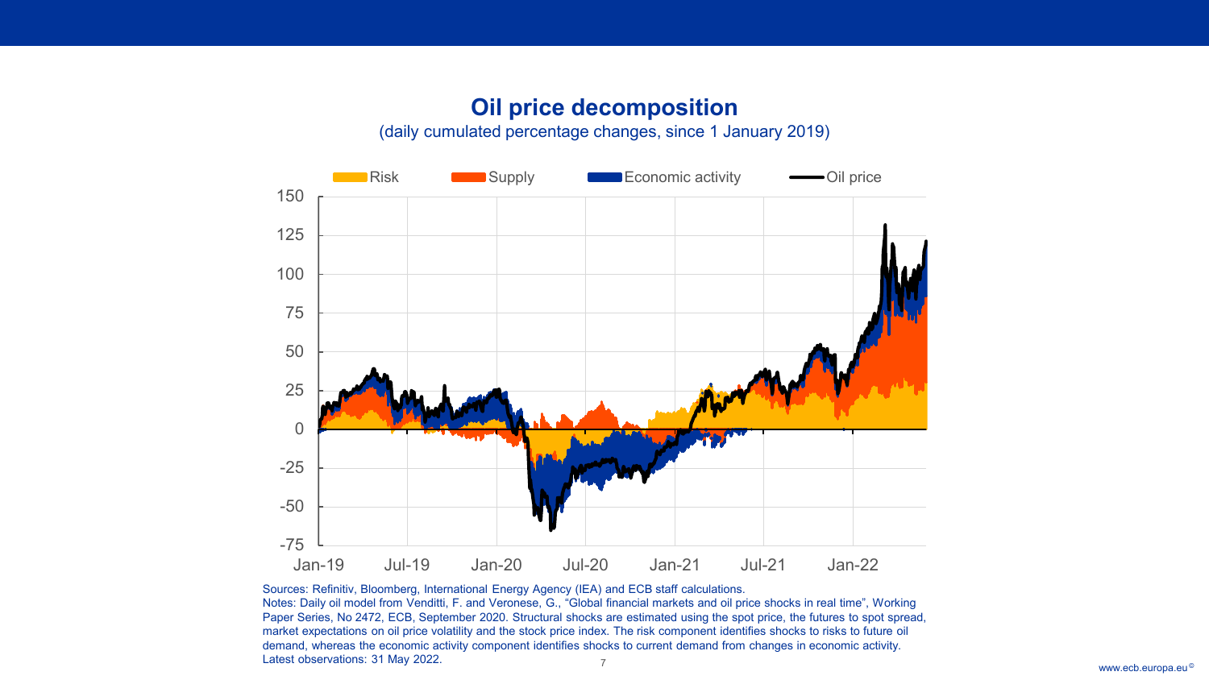## Oil price decomposition

(daily cumulated percentage changes, since 1 January 2019)

Sources: Refinitiv, Bloomberg, International Energy Agency (IEA) and ECB staff calculations.
Notes: Daily oil model from Venditti, F. and Veronese, G., “Global financial markets and oil price shocks in real time”, Working Paper Series, No 2472, ECB, September 2020. Structural shocks are estimated using the spot price, the futures to spot spread, market expectations on oil price volatility and the stock price index. The risk component identifies shocks to risks to future oil demand, whereas the economic activity component identifies shocks to current demand from changes in economic activity.
Latest observations: 31 May 2022.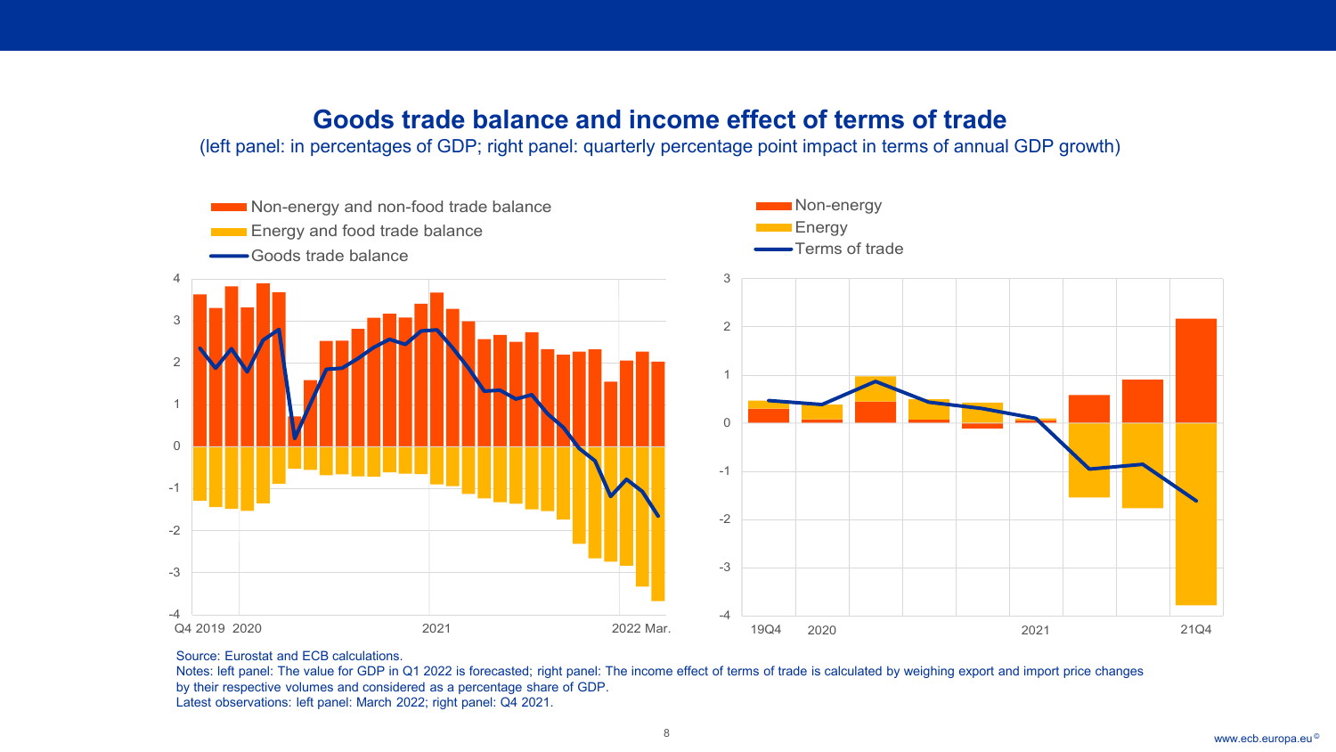# Goods trade balance and income effect of terms of trade

(left panel: in percentages of GDP; right panel: quarterly percentage point impact in terms of annual GDP growth)

Non-energy and non-food trade balance
Energy and food trade balance
Goods trade balance

Non-energy
Energy
Terms of trade

Source: Eurostat and ECB calculations.
Notes: left panel: The value for GDP in Q1 2022 is forecasted; right panel: The income effect of terms of trade is calculated by weighing export and import price changes by their respective volumes and considered as a percentage share of GDP.
Latest observations: left panel: March 2022; right panel: Q4 2021.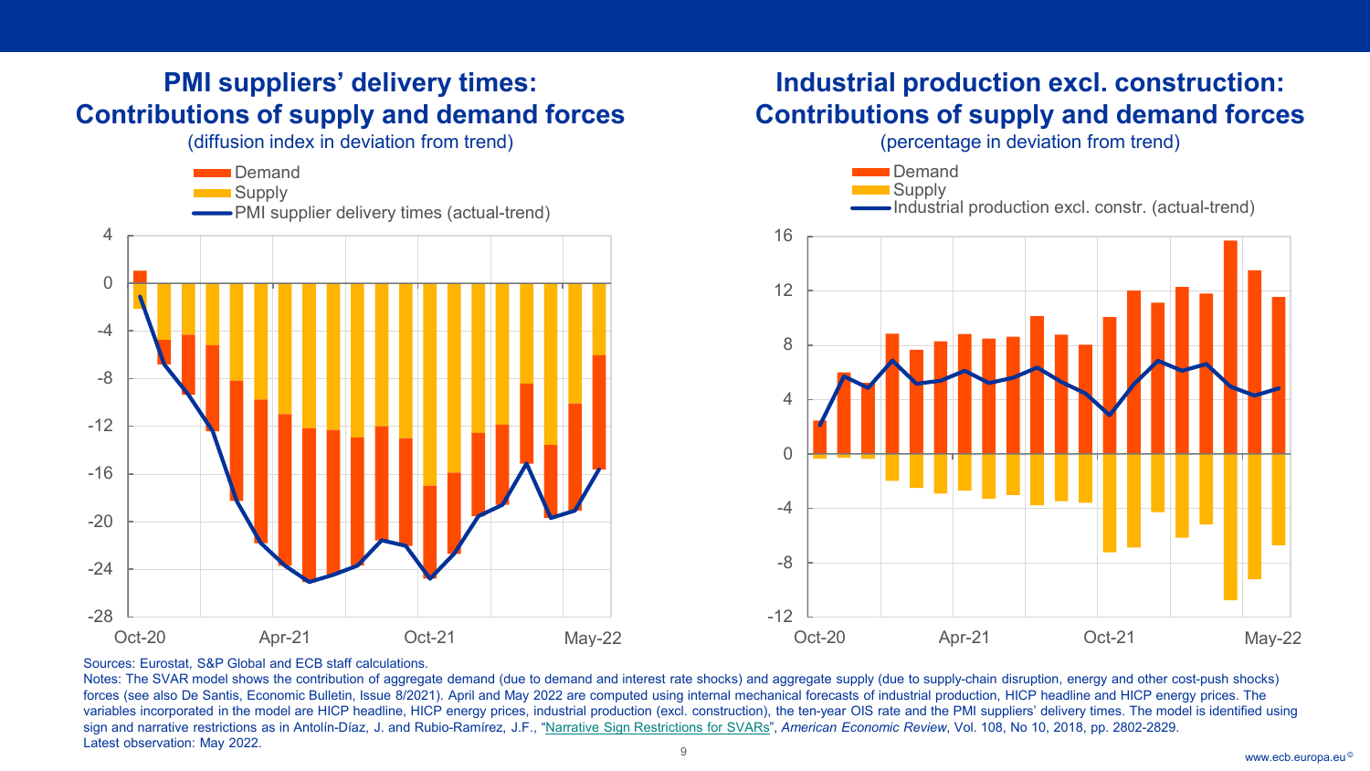## PMI suppliers' delivery times: Contributions of supply and demand forces

(diffusion index in deviation from trend)

- Demand
- Supply
- PMI supplier delivery times (actual-trend)

## Industrial production excl. construction: Contributions of supply and demand forces

(percentage in deviation from trend)

- Demand
- Supply
- Industrial production excl. constr. (actual-trend)

Sources: Eurostat, S&P Global and ECB staff calculations.

Notes: The SVAR model shows the contribution of aggregate demand (due to demand and interest rate shocks) and aggregate supply (due to supply-chain disruption, energy and other cost-push shocks) forces (see also De Santis, Economic Bulletin, Issue 8/2021). April and May 2022 are computed using internal mechanical forecasts of industrial production, HICP headline and HICP energy prices. The variables incorporated in the model are HICP headline, HICP energy prices, industrial production (excl. construction), the ten-year OIS rate and the PMI suppliers' delivery times. The model is identified using sign and narrative restrictions as in Antolín-Díaz, J. and Rubio-Ramírez, J.F., "Narrative Sign Restrictions for SVARs", *American Economic Review*, Vol. 108, No 10, 2018, pp. 2802-2829.

Latest observation: May 2022.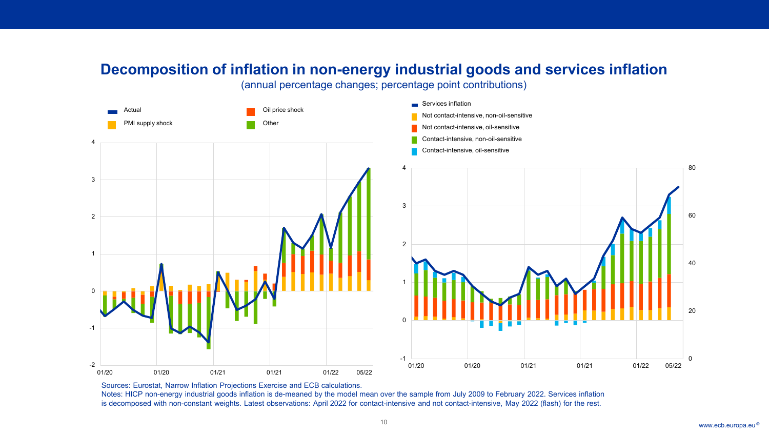# Decomposition of inflation in non-energy industrial goods and services inflation

(annual percentage changes; percentage point contributions)

Actual | PMI supply shock | Oil price shock | Other

Services inflation | Not contact-intensive, non-oil-sensitive | Not contact-intensive, oil-sensitive | Contact-intensive, non-oil-sensitive | Contact-intensive, oil-sensitive

Sources: Eurostat, Narrow Inflation Projections Exercise and ECB calculations.

Notes: HICP non-energy industrial goods inflation is de-meaned by the model mean over the sample from July 2009 to February 2022. Services inflation is decomposed with non-constant weights. Latest observations: April 2022 for contact-intensive and not contact-intensive, May 2022 (flash) for the rest.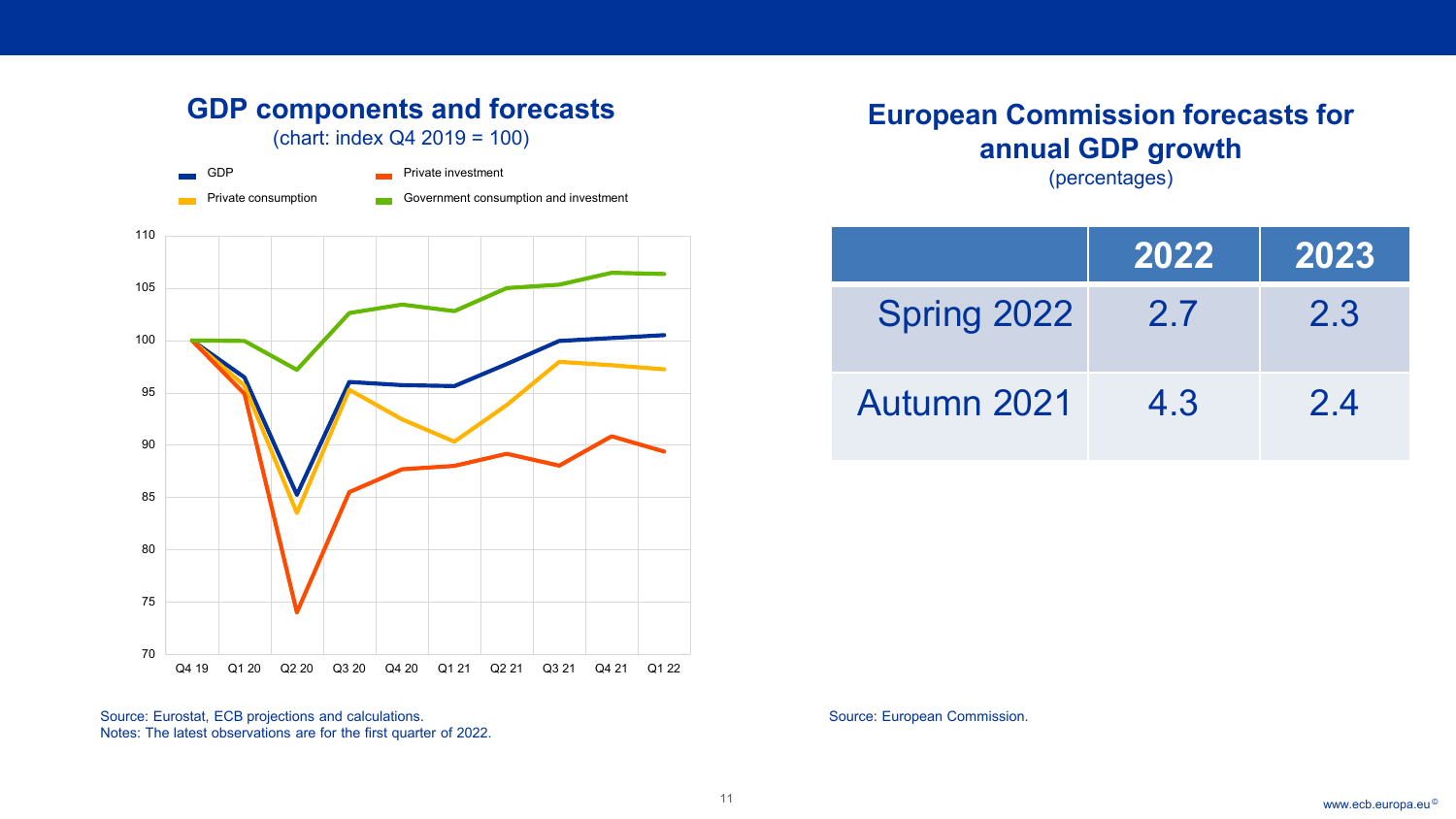## GDP components and forecasts

(chart: index Q4 2019 = 100)

Legend: GDP; Private investment; Private consumption; Government consumption and investment

Source: Eurostat, ECB projections and calculations.
Notes: The latest observations are for the first quarter of 2022.

## European Commission forecasts for annual GDP growth

(percentages)

| | 2022 | 2023 |
|---|---|---|
| Spring 2022 | 2.7 | 2.3 |
| Autumn 2021 | 4.3 | 2.4 |

Source: European Commission.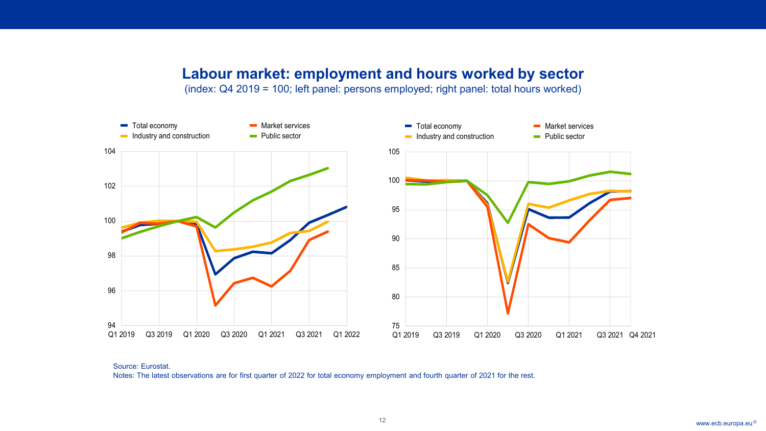## Labour market: employment and hours worked by sector

(index: Q4 2019 = 100; left panel: persons employed; right panel: total hours worked)

Source: Eurostat.
Notes: The latest observations are for first quarter of 2022 for total economy employment and fourth quarter of 2021 for the rest.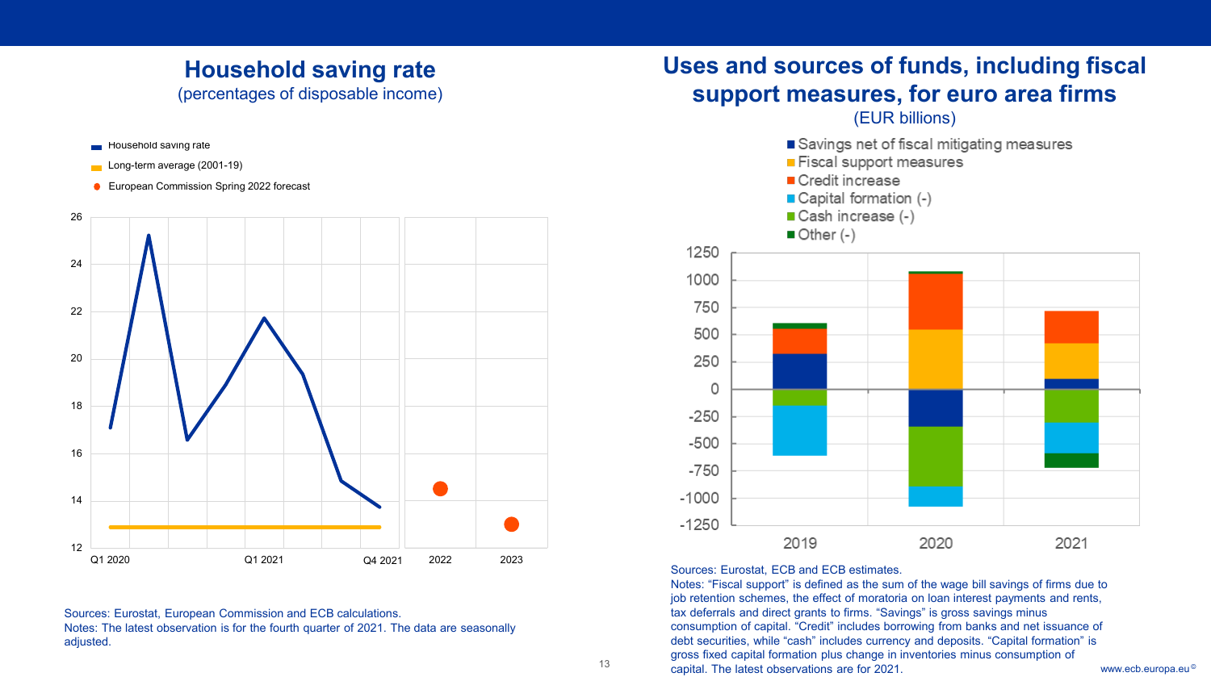## Household saving rate

(percentages of disposable income)

- Household saving rate
- Long-term average (2001-19)
- European Commission Spring 2022 forecast

Sources: Eurostat, European Commission and ECB calculations.
Notes: The latest observation is for the fourth quarter of 2021. The data are seasonally adjusted.

## Uses and sources of funds, including fiscal support measures, for euro area firms

(EUR billions)

- Savings net of fiscal mitigating measures
- Fiscal support measures
- Credit increase
- Capital formation (-)
- Cash increase (-)
- Other (-)

Sources: Eurostat, ECB and ECB estimates.
Notes: “Fiscal support” is defined as the sum of the wage bill savings of firms due to job retention schemes, the effect of moratoria on loan interest payments and rents, tax deferrals and direct grants to firms. “Savings” is gross savings minus consumption of capital. “Credit” includes borrowing from banks and net issuance of debt securities, while “cash” includes currency and deposits. “Capital formation” is gross fixed capital formation plus change in inventories minus consumption of capital. The latest observations are for 2021.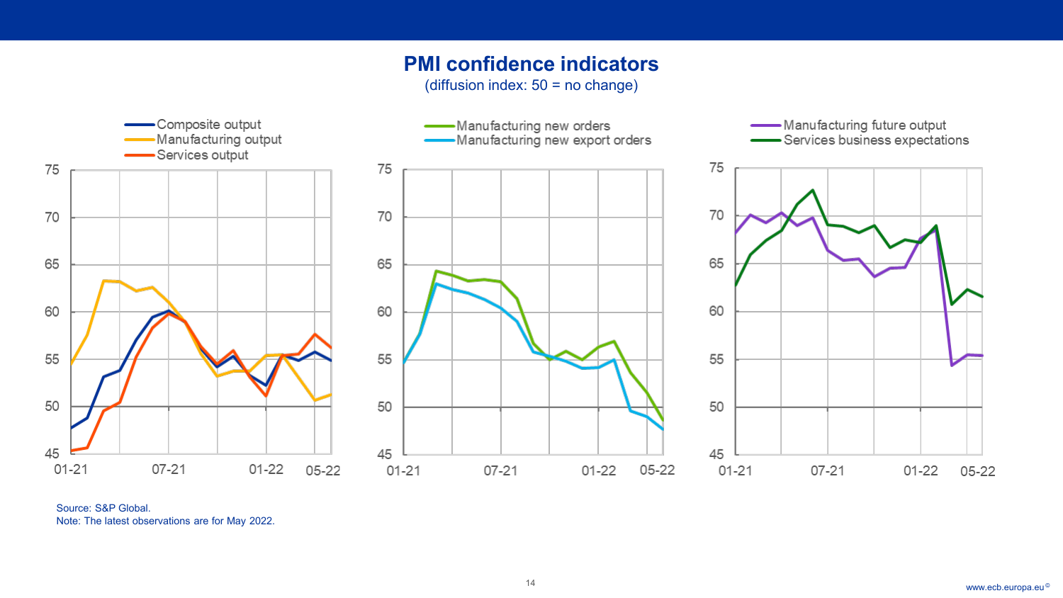# PMI confidence indicators

(diffusion index: 50 = no change)

Composite output
Manufacturing output
Services output

Manufacturing new orders
Manufacturing new export orders

Manufacturing future output
Services business expectations

Source: S&P Global.
Note: The latest observations are for May 2022.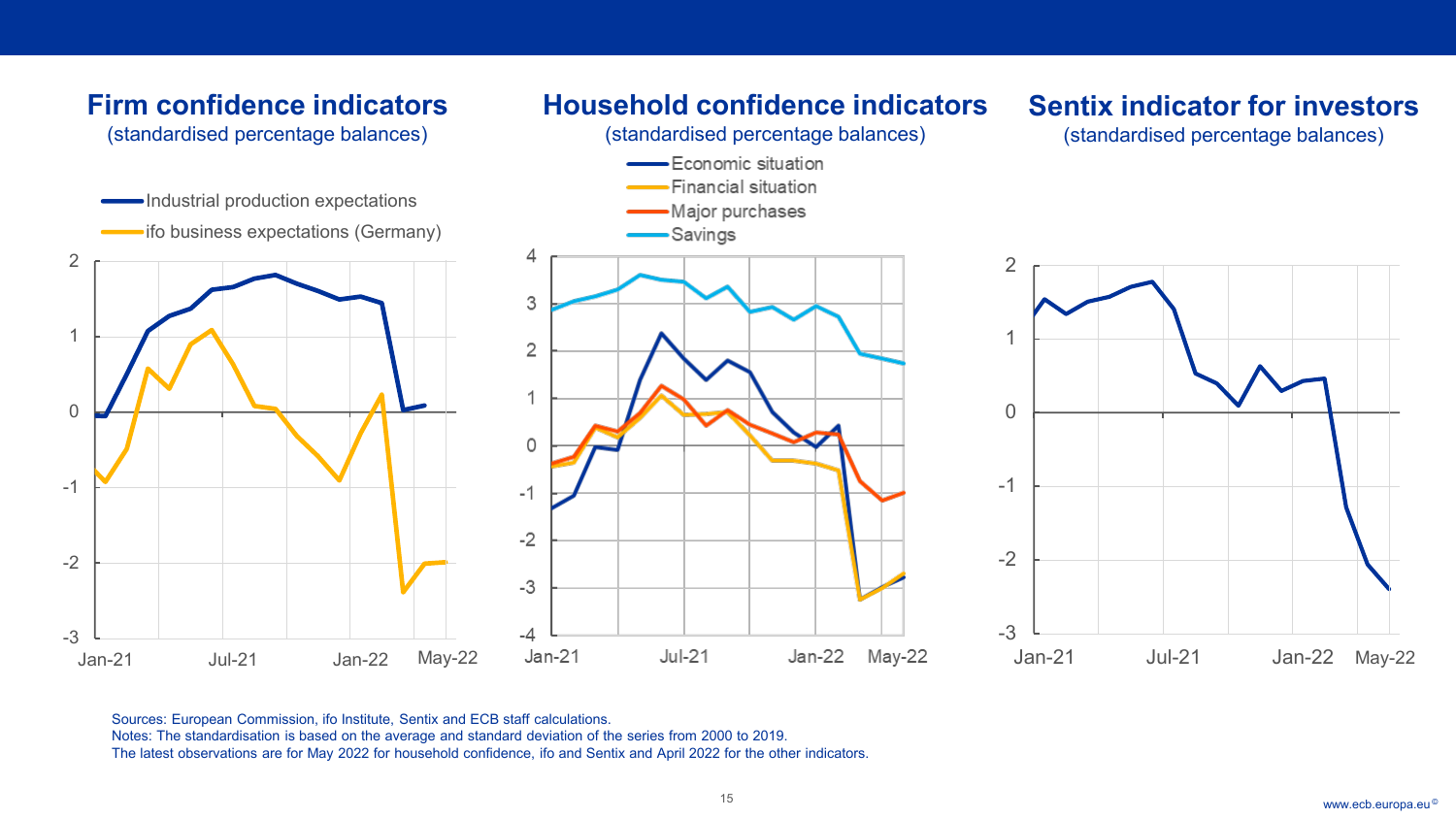## Firm confidence indicators

(standardised percentage balances)

- Industrial production expectations
- ifo business expectations (Germany)

## Household confidence indicators

(standardised percentage balances)

- Economic situation
- Financial situation
- Major purchases
- Savings

## Sentix indicator for investors

(standardised percentage balances)

Sources: European Commission, ifo Institute, Sentix and ECB staff calculations.
Notes: The standardisation is based on the average and standard deviation of the series from 2000 to 2019.
The latest observations are for May 2022 for household confidence, ifo and Sentix and April 2022 for the other indicators.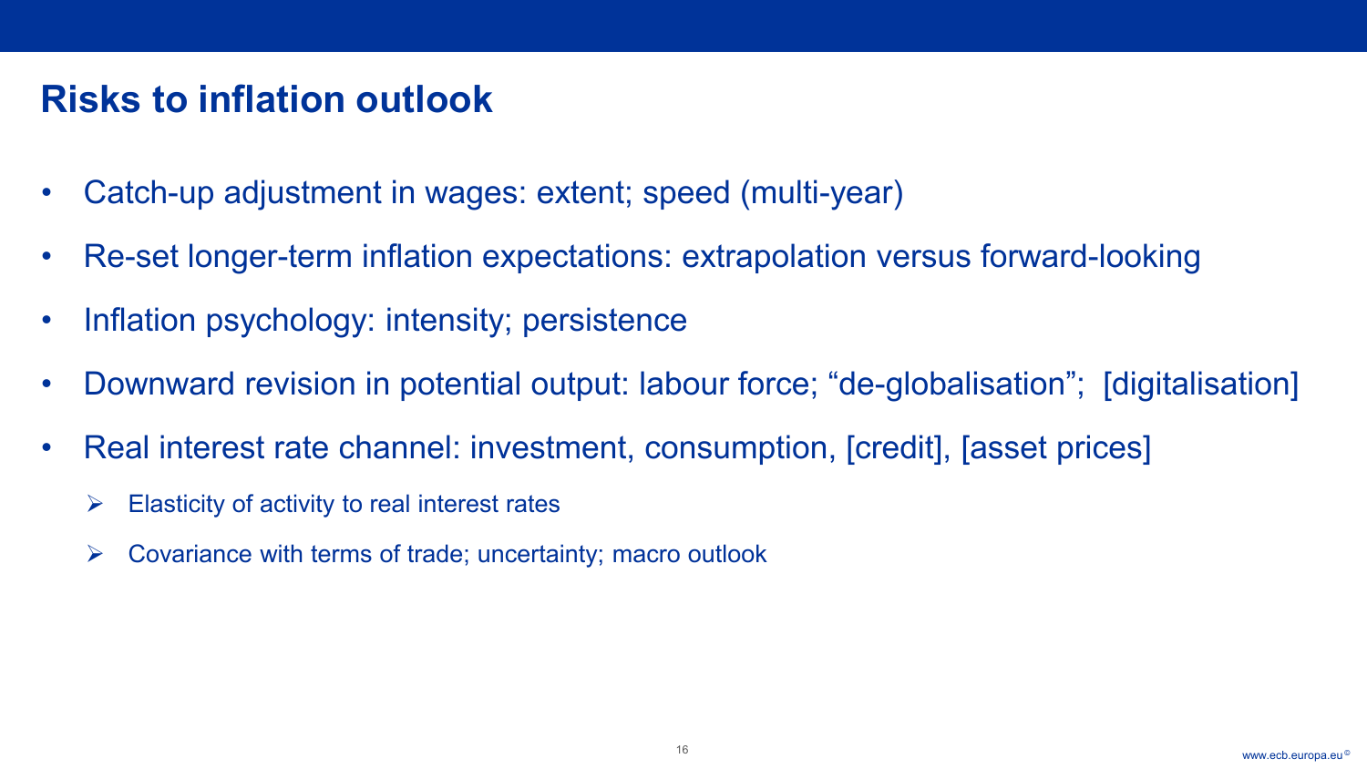# Risks to inflation outlook

- Catch-up adjustment in wages: extent; speed (multi-year)
- Re-set longer-term inflation expectations: extrapolation versus forward-looking
- Inflation psychology: intensity; persistence
- Downward revision in potential output: labour force; “de-globalisation”; [digitalisation]
- Real interest rate channel: investment, consumption, [credit], [asset prices]
  - Elasticity of activity to real interest rates
  - Covariance with terms of trade; uncertainty; macro outlook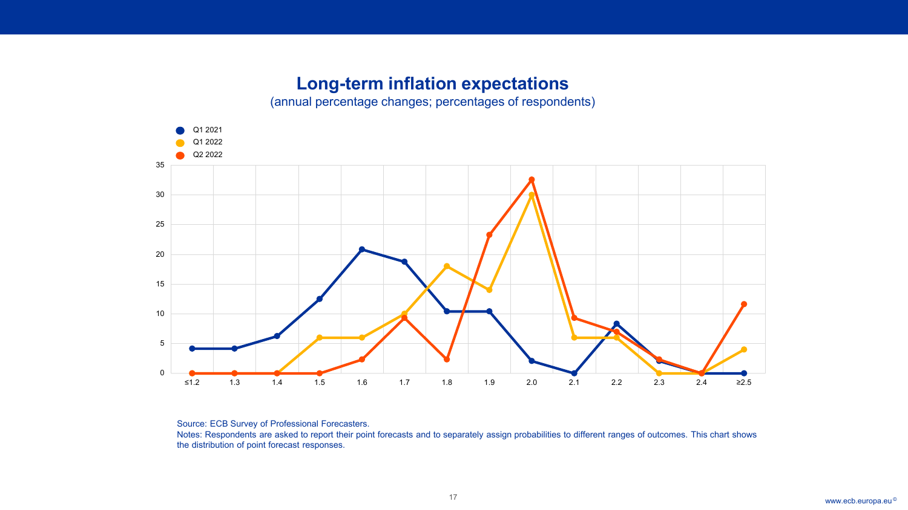# Long-term inflation expectations

(annual percentage changes; percentages of respondents)

Source: ECB Survey of Professional Forecasters.

Notes: Respondents are asked to report their point forecasts and to separately assign probabilities to different ranges of outcomes. This chart shows the distribution of point forecast responses.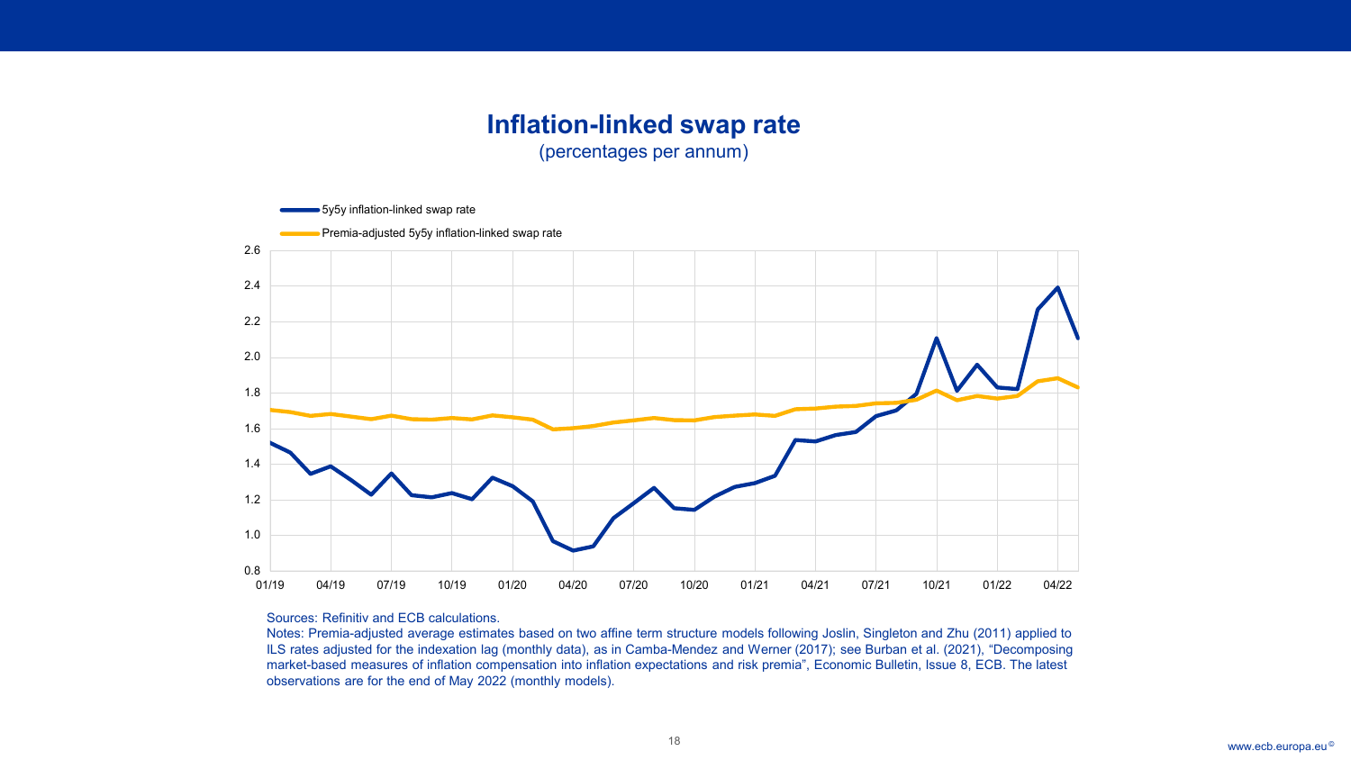# Inflation-linked swap rate

(percentages per annum)

Sources: Refinitiv and ECB calculations.

Notes: Premia-adjusted average estimates based on two affine term structure models following Joslin, Singleton and Zhu (2011) applied to ILS rates adjusted for the indexation lag (monthly data), as in Camba-Mendez and Werner (2017); see Burban et al. (2021), “Decomposing market-based measures of inflation compensation into inflation expectations and risk premia”, Economic Bulletin, Issue 8, ECB. The latest observations are for the end of May 2022 (monthly models).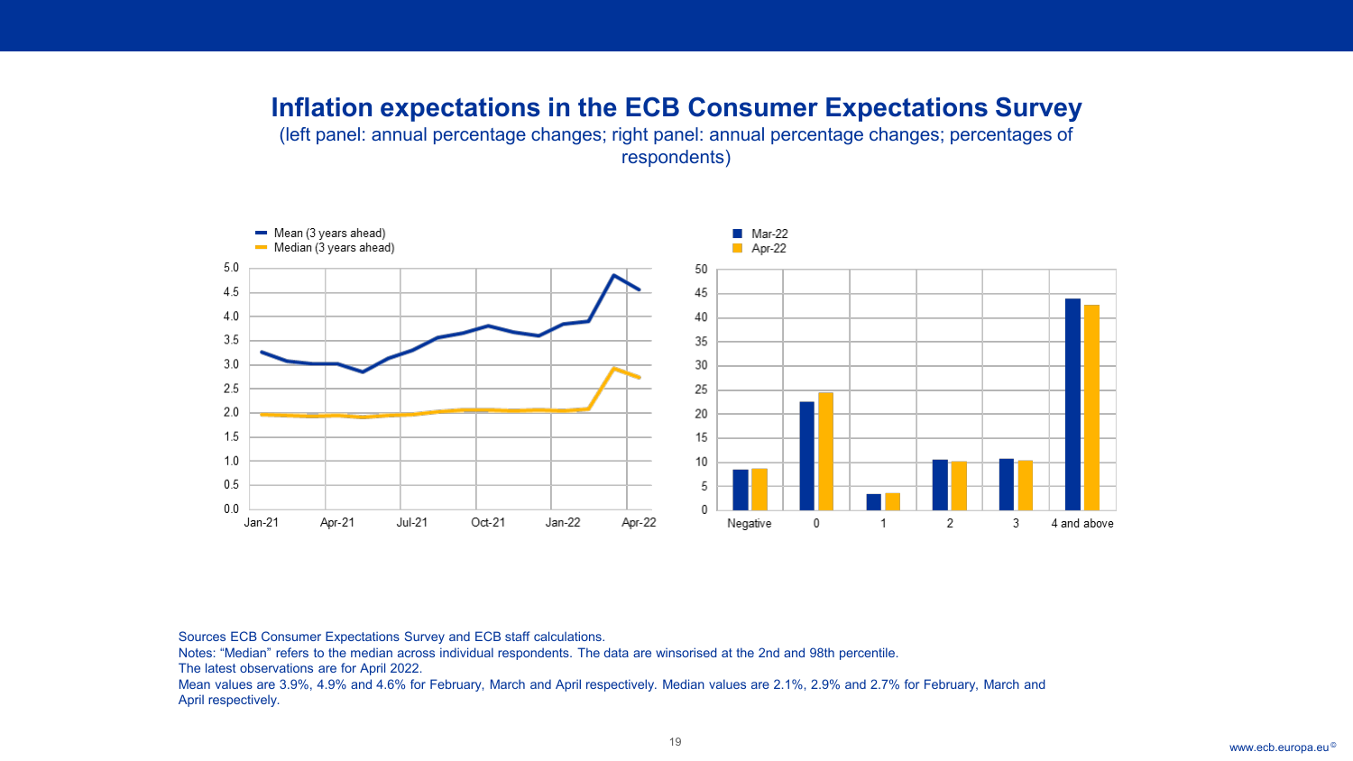# Inflation expectations in the ECB Consumer Expectations Survey

(left panel: annual percentage changes; right panel: annual percentage changes; percentages of respondents)

Sources ECB Consumer Expectations Survey and ECB staff calculations.
Notes: "Median" refers to the median across individual respondents. The data are winsorised at the 2nd and 98th percentile.
The latest observations are for April 2022.
Mean values are 3.9%, 4.9% and 4.6% for February, March and April respectively. Median values are 2.1%, 2.9% and 2.7% for February, March and April respectively.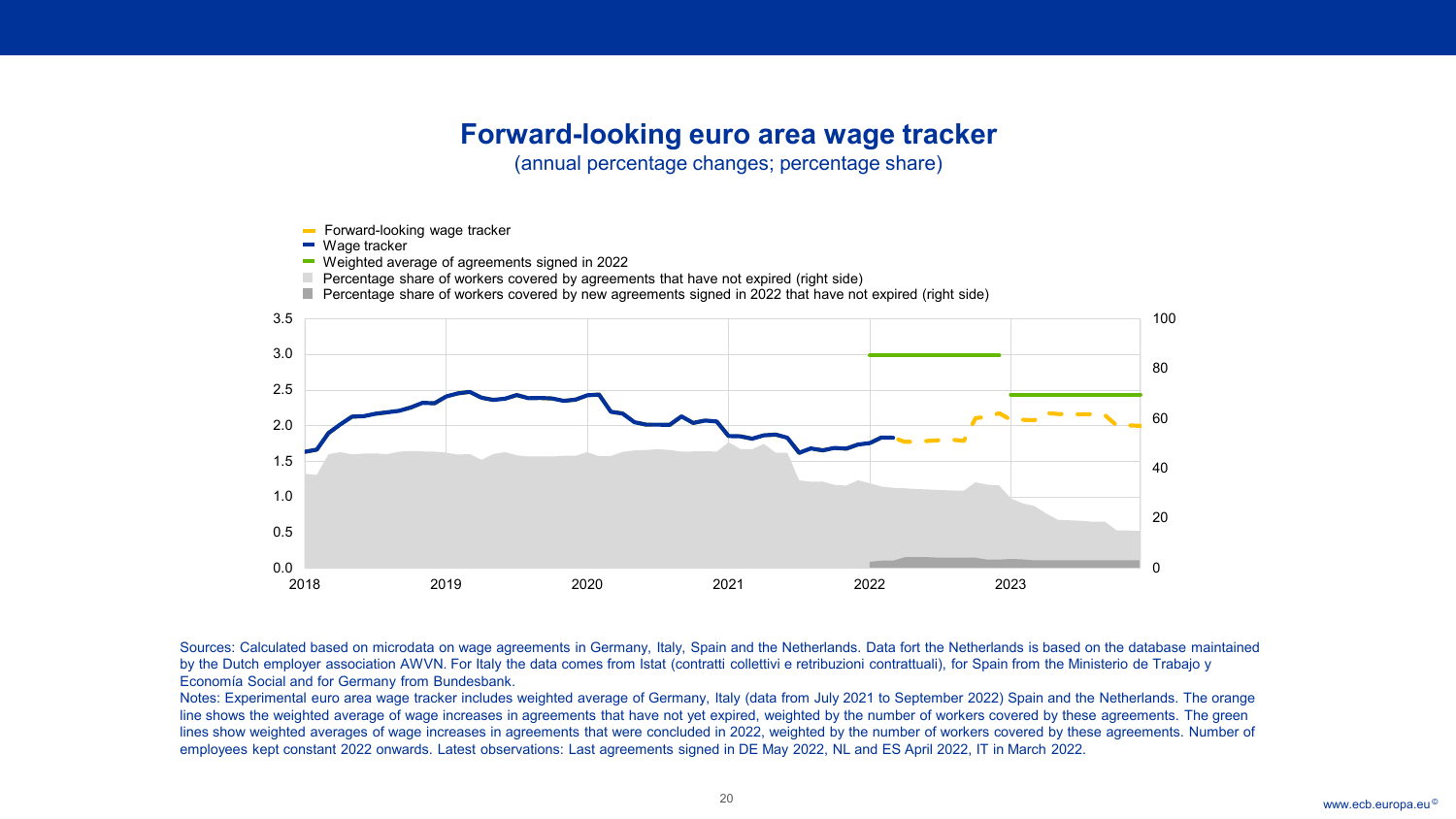## Forward-looking euro area wage tracker

(annual percentage changes; percentage share)

Sources: Calculated based on microdata on wage agreements in Germany, Italy, Spain and the Netherlands. Data fort the Netherlands is based on the database maintained by the Dutch employer association AWVN. For Italy the data comes from Istat (contratti collettivi e retribuzioni contrattuali), for Spain from the Ministerio de Trabajo y Economía Social and for Germany from Bundesbank.

Notes: Experimental euro area wage tracker includes weighted average of Germany, Italy (data from July 2021 to September 2022) Spain and the Netherlands. The orange line shows the weighted average of wage increases in agreements that have not yet expired, weighted by the number of workers covered by these agreements. The green lines show weighted averages of wage increases in agreements that were concluded in 2022, weighted by the number of workers covered by these agreements. Number of employees kept constant 2022 onwards. Latest observations: Last agreements signed in DE May 2022, NL and ES April 2022, IT in March 2022.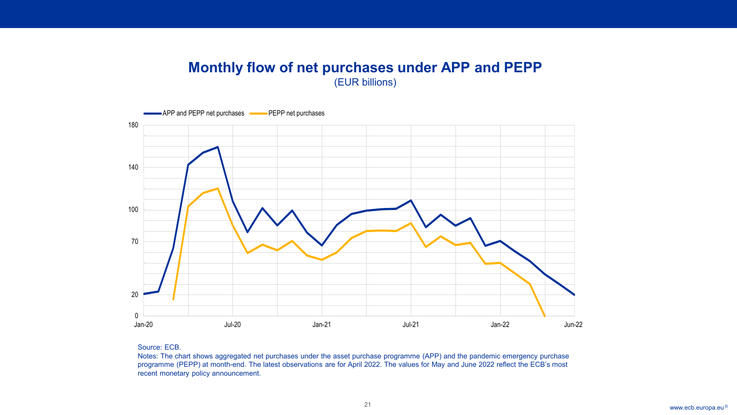## Monthly flow of net purchases under APP and PEPP

(EUR billions)

Source: ECB.

Notes: The chart shows aggregated net purchases under the asset purchase programme (APP) and the pandemic emergency purchase programme (PEPP) at month-end. The latest observations are for April 2022. The values for May and June 2022 reflect the ECB's most recent monetary policy announcement.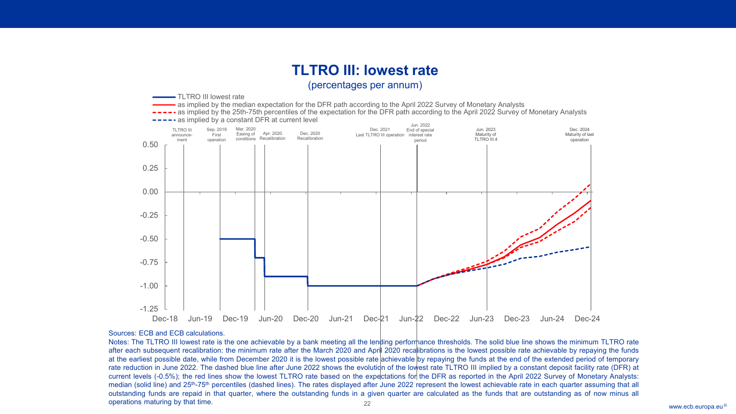# TLTRO III: lowest rate

(percentages per annum)

- TLTRO III lowest rate
- as implied by the median expectation for the DFR path according to the April 2022 Survey of Monetary Analysts
- as implied by the 25th-75th percentiles of the expectation for the DFR path according to the April 2022 Survey of Monetary Analysts
- as implied by a constant DFR at current level

Sources: ECB and ECB calculations.

Notes: The TLTRO III lowest rate is the one achievable by a bank meeting all the lending performance thresholds. The solid blue line shows the minimum TLTRO rate after each subsequent recalibration: the minimum rate after the March 2020 and April 2020 recalibrations is the lowest possible rate achievable by repaying the funds at the earliest possible date, while from December 2020 it is the lowest possible rate achievable by repaying the funds at the end of the extended period of temporary rate reduction in June 2022. The dashed blue line after June 2022 shows the evolution of the lowest rate TLTRO III implied by a constant deposit facility rate (DFR) at current levels (-0.5%); the red lines show the lowest TLTRO rate based on the expectations for the DFR as reported in the April 2022 Survey of Monetary Analysts: median (solid line) and 25th-75th percentiles (dashed lines). The rates displayed after June 2022 represent the lowest achievable rate in each quarter assuming that all outstanding funds are repaid in that quarter, where the outstanding funds in a given quarter are calculated as the funds that are outstanding as of now minus all operations maturing by that time.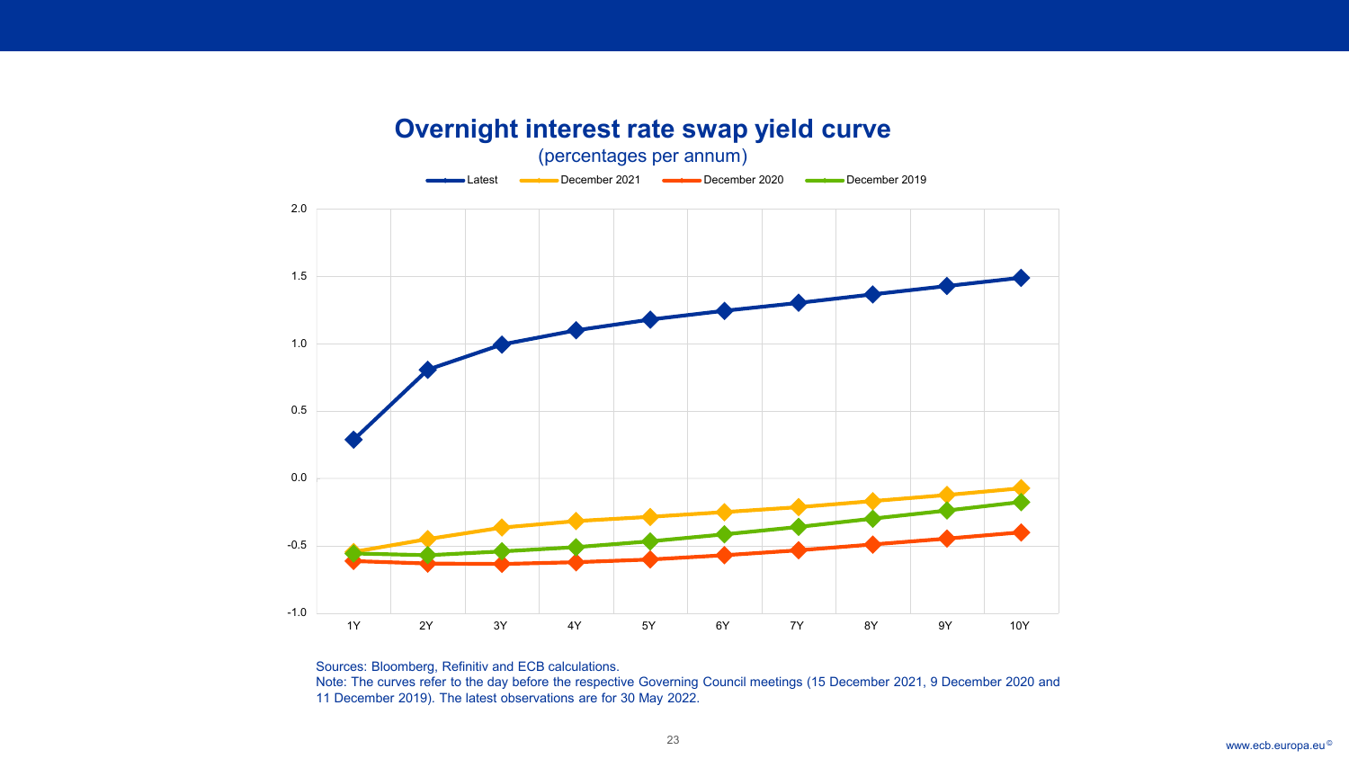## Overnight interest rate swap yield curve

(percentages per annum)

Sources: Bloomberg, Refinitiv and ECB calculations.

Note: The curves refer to the day before the respective Governing Council meetings (15 December 2021, 9 December 2020 and 11 December 2019). The latest observations are for 30 May 2022.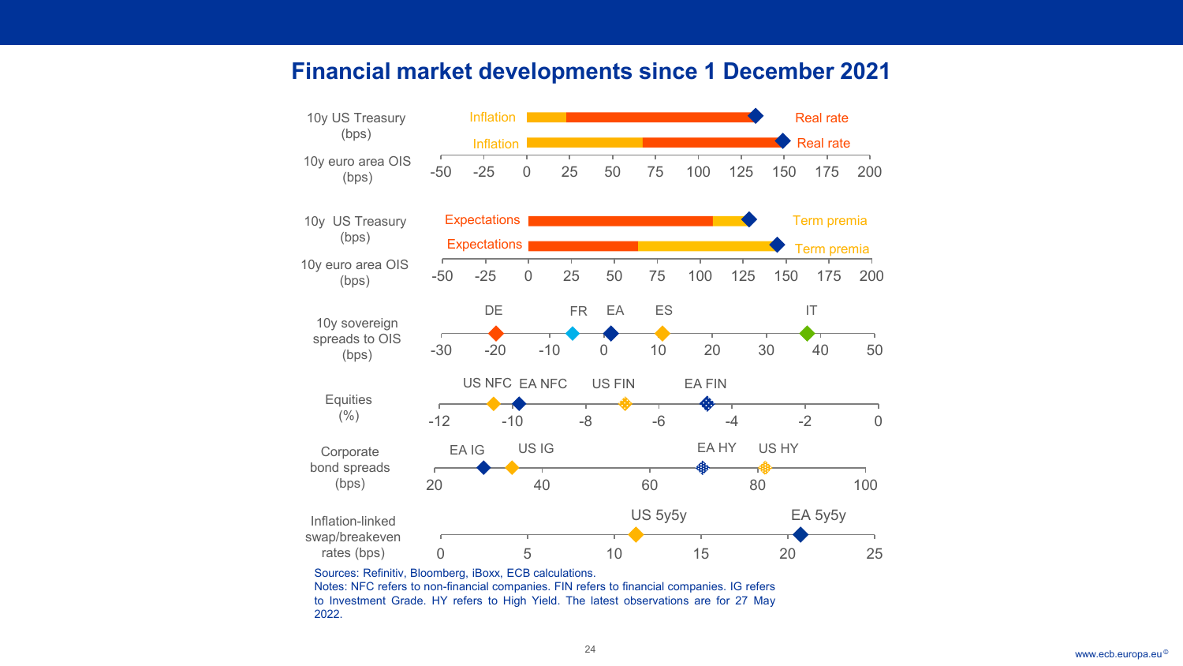# Financial market developments since 1 December 2021

10y US Treasury (bps)

10y euro area OIS (bps)

Inflation | Real rate

Inflation | Real rate

-50 -25 0 25 50 75 100 125 150 175 200

10y US Treasury (bps)

10y euro area OIS (bps)

Expectations | Term premia

Expectations | Term premia

-50 -25 0 25 50 75 100 125 150 175 200

10y sovereign spreads to OIS (bps)

DE FR EA ES IT

-30 -20 -10 0 10 20 30 40 50

Equities (%)

US NFC EA NFC US FIN EA FIN

-12 -10 -8 -6 -4 -2 0

Corporate bond spreads (bps)

EA IG US IG EA HY US HY

20 40 60 80 100

Inflation-linked swap/breakeven rates (bps)

US 5y5y EA 5y5y

0 5 10 15 20 25

Sources: Refinitiv, Bloomberg, iBoxx, ECB calculations.
Notes: NFC refers to non-financial companies. FIN refers to financial companies. IG refers to Investment Grade. HY refers to High Yield. The latest observations are for 27 May 2022.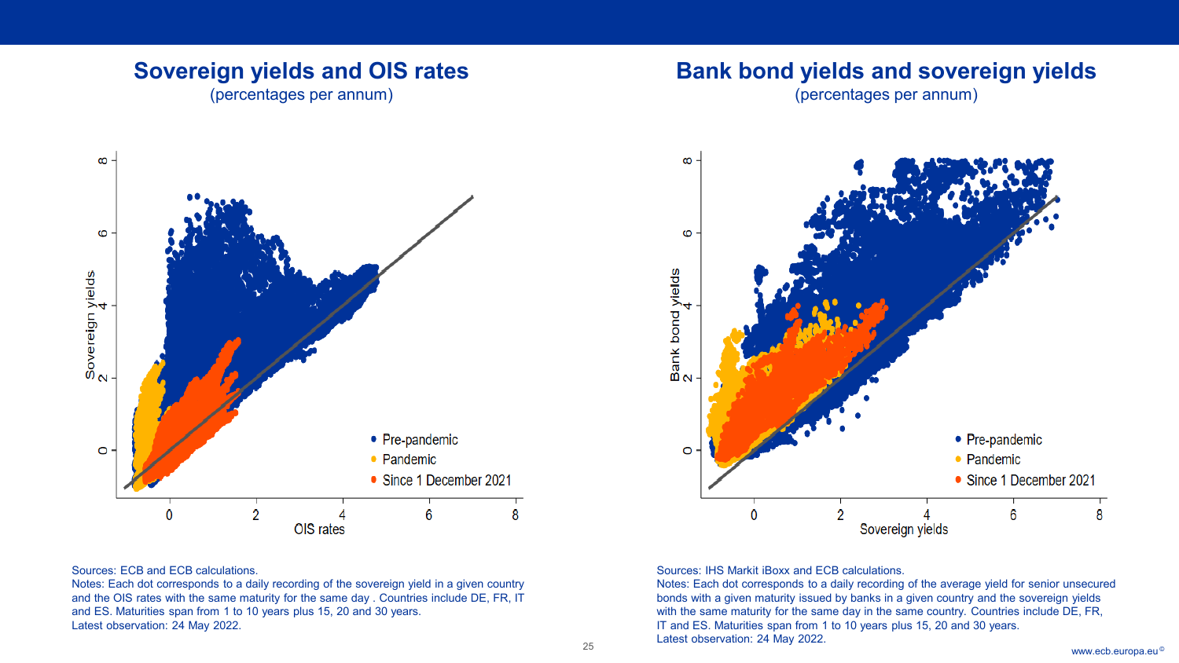## Sovereign yields and OIS rates

(percentages per annum)

Sources: ECB and ECB calculations.
Notes: Each dot corresponds to a daily recording of the sovereign yield in a given country and the OIS rates with the same maturity for the same day . Countries include DE, FR, IT and ES. Maturities span from 1 to 10 years plus 15, 20 and 30 years.
Latest observation: 24 May 2022.

## Bank bond yields and sovereign yields

(percentages per annum)

Sources: IHS Markit iBoxx and ECB calculations.
Notes: Each dot corresponds to a daily recording of the average yield for senior unsecured bonds with a given maturity issued by banks in a given country and the sovereign yields with the same maturity for the same day in the same country. Countries include DE, FR, IT and ES. Maturities span from 1 to 10 years plus 15, 20 and 30 years.
Latest observation: 24 May 2022.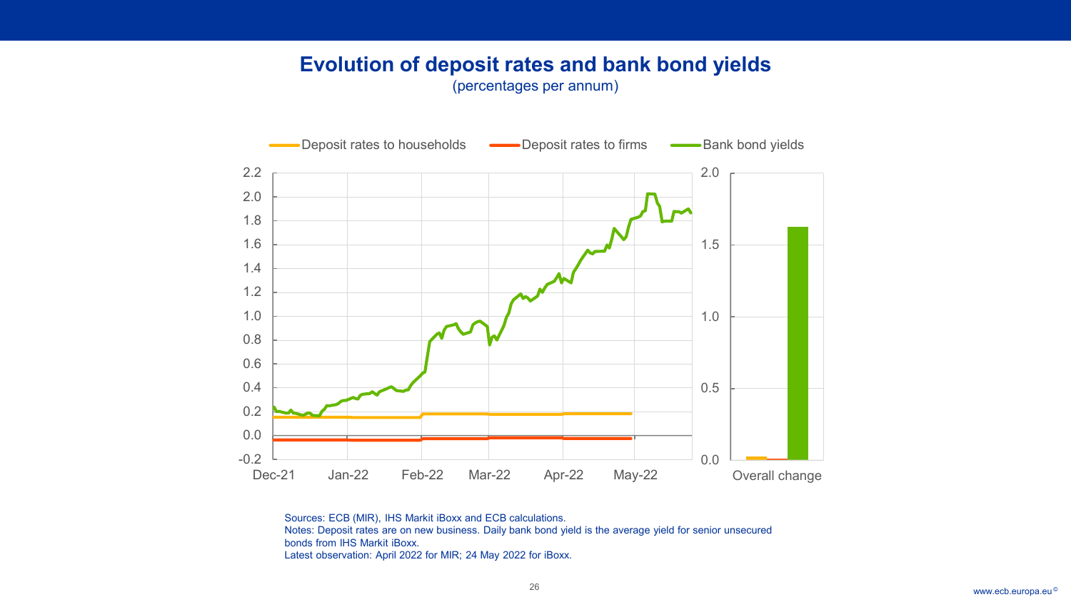# Evolution of deposit rates and bank bond yields

(percentages per annum)

Deposit rates to households — Deposit rates to firms — Bank bond yields

Sources: ECB (MIR), IHS Markit iBoxx and ECB calculations.
Notes: Deposit rates are on new business. Daily bank bond yield is the average yield for senior unsecured bonds from IHS Markit iBoxx.
Latest observation: April 2022 for MIR; 24 May 2022 for iBoxx.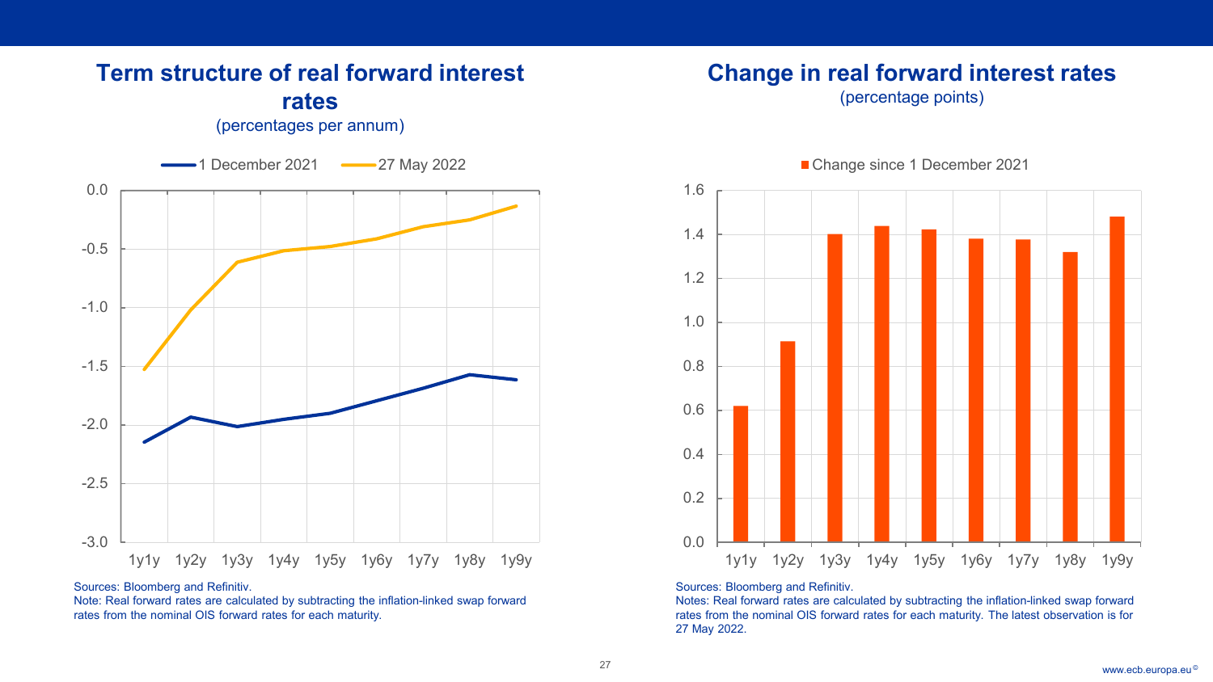## Term structure of real forward interest rates

(percentages per annum)

Sources: Bloomberg and Refinitiv.
Note: Real forward rates are calculated by subtracting the inflation-linked swap forward rates from the nominal OIS forward rates for each maturity.

## Change in real forward interest rates

(percentage points)

Sources: Bloomberg and Refinitiv.
Notes: Real forward rates are calculated by subtracting the inflation-linked swap forward rates from the nominal OIS forward rates for each maturity. The latest observation is for 27 May 2022.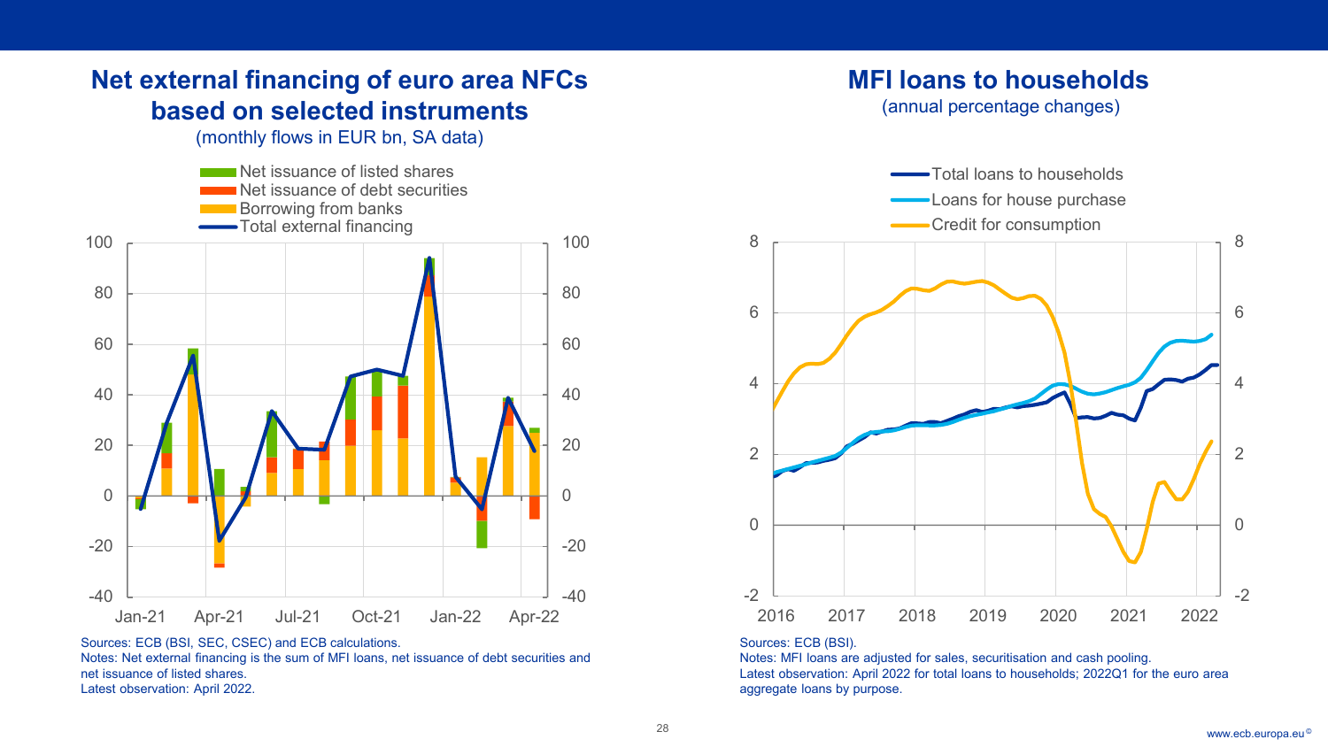## Net external financing of euro area NFCs based on selected instruments

(monthly flows in EUR bn, SA data)

Sources: ECB (BSI, SEC, CSEC) and ECB calculations.
Notes: Net external financing is the sum of MFI loans, net issuance of debt securities and net issuance of listed shares.
Latest observation: April 2022.

## MFI loans to households

(annual percentage changes)

Sources: ECB (BSI).
Notes: MFI loans are adjusted for sales, securitisation and cash pooling.
Latest observation: April 2022 for total loans to households; 2022Q1 for the euro area aggregate loans by purpose.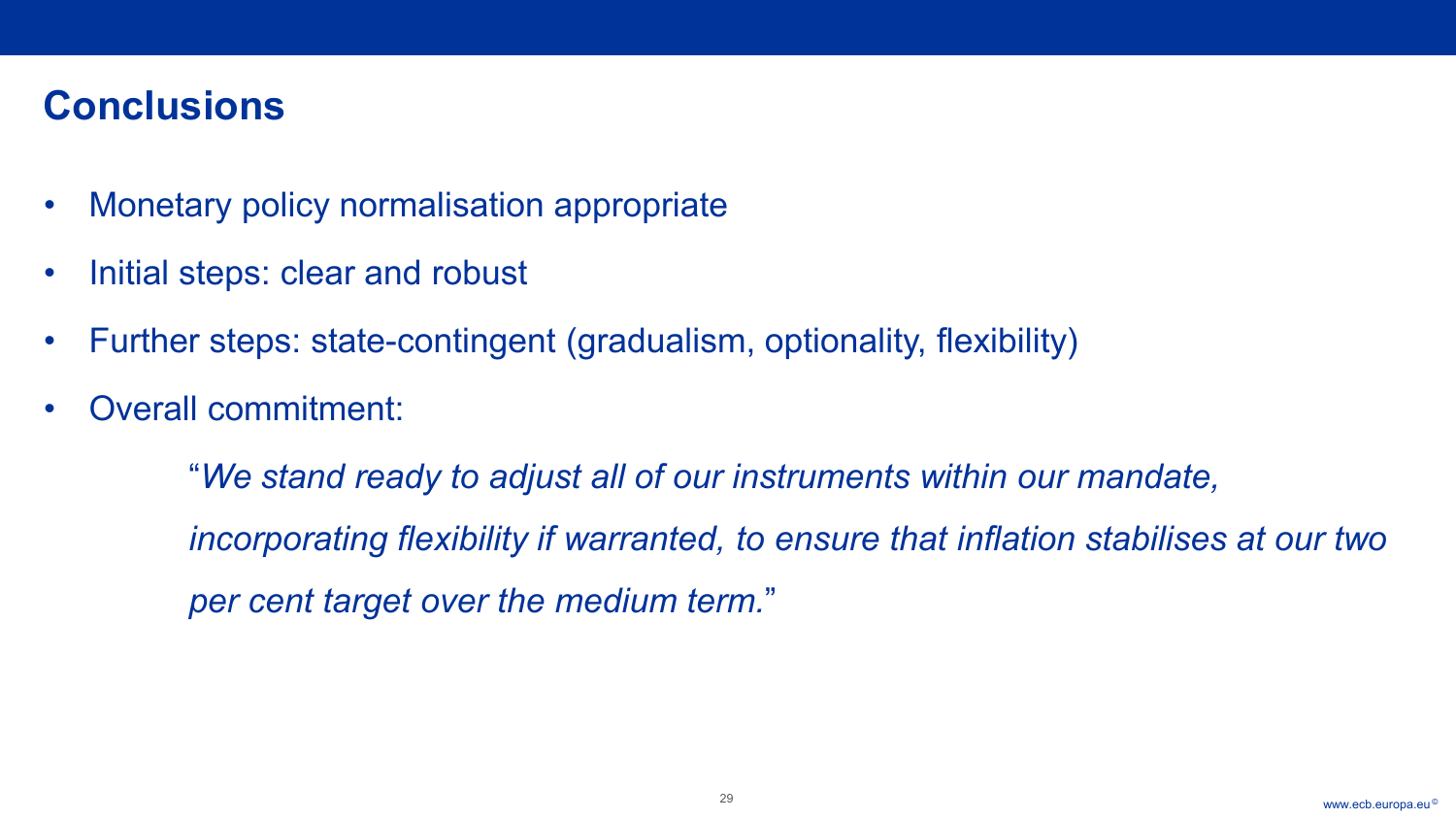# Conclusions

- Monetary policy normalisation appropriate
- Initial steps: clear and robust
- Further steps: state-contingent (gradualism, optionality, flexibility)
- Overall commitment:

> "*We stand ready to adjust all of our instruments within our mandate, incorporating flexibility if warranted, to ensure that inflation stabilises at our two per cent target over the medium term.*"